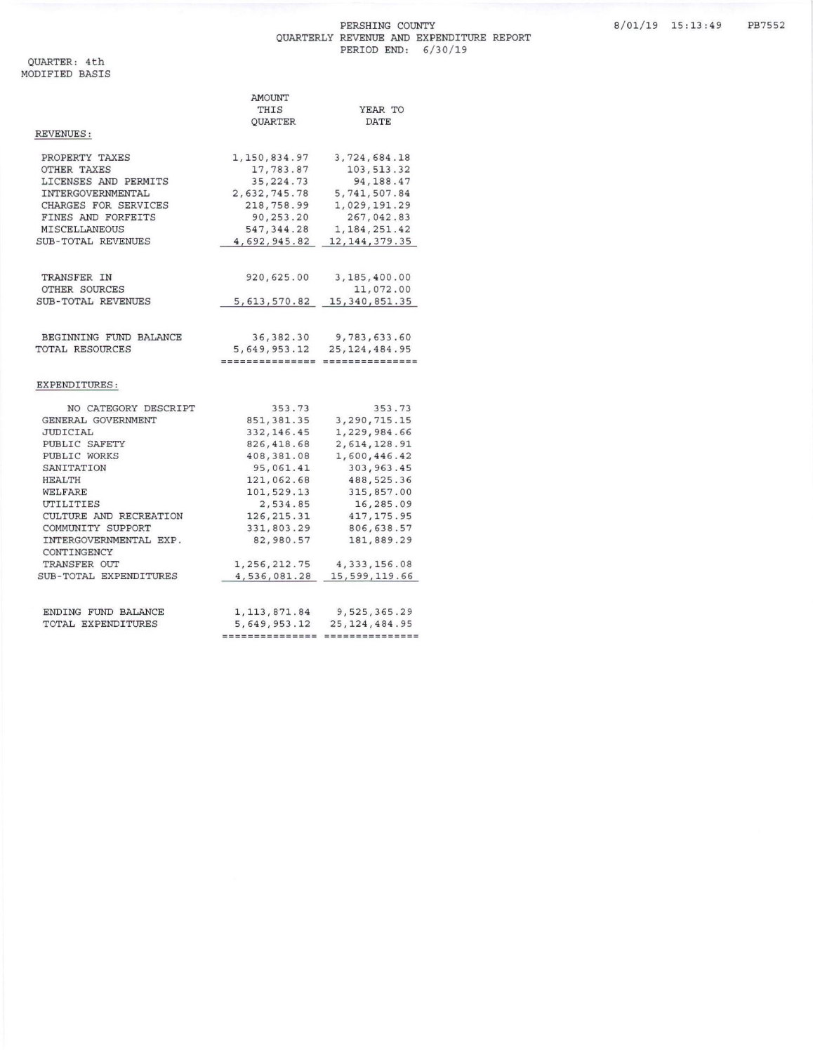# PERSHING COUNTY
## QUARTERLY REVENUE AND EXPENDITURE REPORT
PERIOD END: 6/30/19

8/01/19 15:13:49 PB7552

QUARTER: 4th
MODIFIED BASIS

| | AMOUNT THIS QUARTER | YEAR TO DATE |
|---|---|---|
| **REVENUES:** | | |
| PROPERTY TAXES | 1,150,834.97 | 3,724,684.18 |
| OTHER TAXES | 17,783.87 | 103,513.32 |
| LICENSES AND PERMITS | 35,224.73 | 94,188.47 |
| INTERGOVERNMENTAL | 2,632,745.78 | 5,741,507.84 |
| CHARGES FOR SERVICES | 218,758.99 | 1,029,191.29 |
| FINES AND FORFEITS | 90,253.20 | 267,042.83 |
| MISCELLANEOUS | 547,344.28 | 1,184,251.42 |
| SUB-TOTAL REVENUES | 4,692,945.82 | 12,144,379.35 |
| TRANSFER IN | 920,625.00 | 3,185,400.00 |
| OTHER SOURCES | | 11,072.00 |
| SUB-TOTAL REVENUES | 5,613,570.82 | 15,340,851.35 |
| BEGINNING FUND BALANCE | 36,382.30 | 9,783,633.60 |
| TOTAL RESOURCES | 5,649,953.12 | 25,124,484.95 |
| **EXPENDITURES:** | | |
| NO CATEGORY DESCRIPT | 353.73 | 353.73 |
| GENERAL GOVERNMENT | 851,381.35 | 3,290,715.15 |
| JUDICIAL | 332,146.45 | 1,229,984.66 |
| PUBLIC SAFETY | 826,418.68 | 2,614,128.91 |
| PUBLIC WORKS | 408,381.08 | 1,600,446.42 |
| SANITATION | 95,061.41 | 303,963.45 |
| HEALTH | 121,062.68 | 488,525.36 |
| WELFARE | 101,529.13 | 315,857.00 |
| UTILITIES | 2,534.85 | 16,285.09 |
| CULTURE AND RECREATION | 126,215.31 | 417,175.95 |
| COMMUNITY SUPPORT | 331,803.29 | 806,638.57 |
| INTERGOVERNMENTAL EXP. | 82,980.57 | 181,889.29 |
| CONTINGENCY | | |
| TRANSFER OUT | 1,256,212.75 | 4,333,156.08 |
| SUB-TOTAL EXPENDITURES | 4,536,081.28 | 15,599,119.66 |
| ENDING FUND BALANCE | 1,113,871.84 | 9,525,365.29 |
| TOTAL EXPENDITURES | 5,649,953.12 | 25,124,484.95 |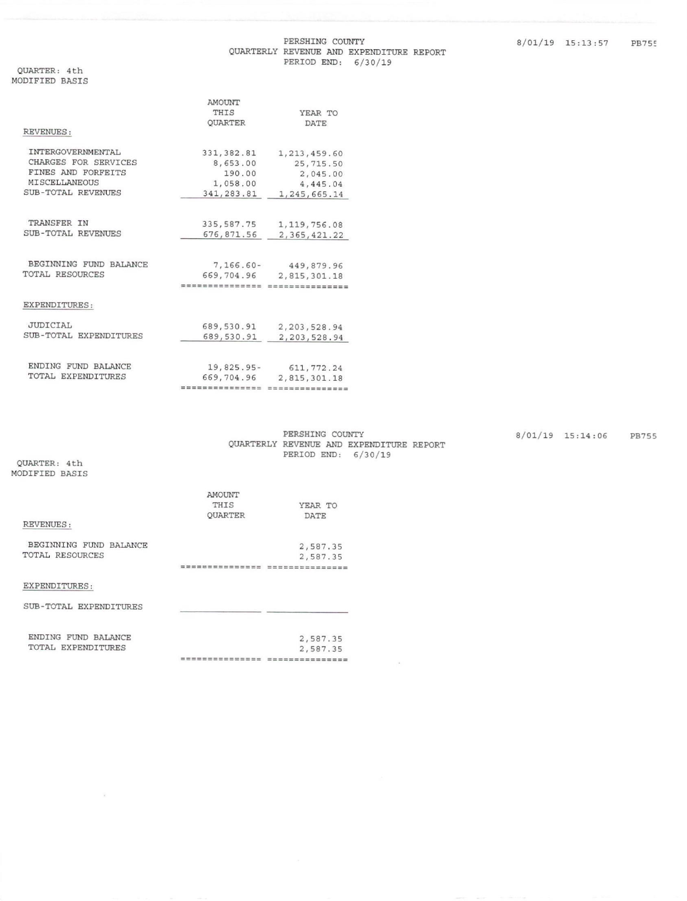# PERSHING COUNTY
## QUARTERLY REVENUE AND EXPENDITURE REPORT
PERIOD END: 6/30/19

8/01/19 15:13:57 PB755

QUARTER: 4th
MODIFIED BASIS

| | AMOUNT THIS QUARTER | YEAR TO DATE |
|---|---|---|
| **REVENUES:** | | |
| INTERGOVERNMENTAL | 331,382.81 | 1,213,459.60 |
| CHARGES FOR SERVICES | 8,653.00 | 25,715.50 |
| FINES AND FORFEITS | 190.00 | 2,045.00 |
| MISCELLANEOUS | 1,058.00 | 4,445.04 |
| SUB-TOTAL REVENUES | 341,283.81 | 1,245,665.14 |
| TRANSFER IN | 335,587.75 | 1,119,756.08 |
| SUB-TOTAL REVENUES | 676,871.56 | 2,365,421.22 |
| BEGINNING FUND BALANCE | 7,166.60- | 449,879.96 |
| TOTAL RESOURCES | 669,704.96 | 2,815,301.18 |
| **EXPENDITURES:** | | |
| JUDICIAL | 689,530.91 | 2,203,528.94 |
| SUB-TOTAL EXPENDITURES | 689,530.91 | 2,203,528.94 |
| ENDING FUND BALANCE | 19,825.95- | 611,772.24 |
| TOTAL EXPENDITURES | 669,704.96 | 2,815,301.18 |

# PERSHING COUNTY
## QUARTERLY REVENUE AND EXPENDITURE REPORT
PERIOD END: 6/30/19

8/01/19 15:14:06 PB755

QUARTER: 4th
MODIFIED BASIS

| | AMOUNT THIS QUARTER | YEAR TO DATE |
|---|---|---|
| **REVENUES:** | | |
| BEGINNING FUND BALANCE | | 2,587.35 |
| TOTAL RESOURCES | | 2,587.35 |
| **EXPENDITURES:** | | |
| SUB-TOTAL EXPENDITURES | | |
| ENDING FUND BALANCE | | 2,587.35 |
| TOTAL EXPENDITURES | | 2,587.35 |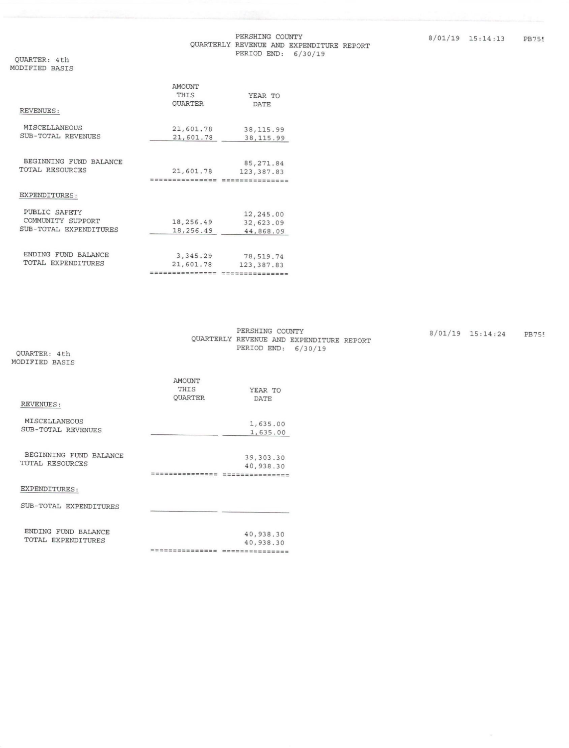PERSHING COUNTY
QUARTERLY REVENUE AND EXPENDITURE REPORT
PERIOD END: 6/30/19

8/01/19 15:14:13 PB755

QUARTER: 4th
MODIFIED BASIS

| | AMOUNT THIS QUARTER | YEAR TO DATE |
|---|---|---|
| REVENUES: | | |
| MISCELLANEOUS | 21,601.78 | 38,115.99 |
| SUB-TOTAL REVENUES | 21,601.78 | 38,115.99 |
| BEGINNING FUND BALANCE | | 85,271.84 |
| TOTAL RESOURCES | 21,601.78 | 123,387.83 |
| EXPENDITURES: | | |
| PUBLIC SAFETY | | 12,245.00 |
| COMMUNITY SUPPORT | 18,256.49 | 32,623.09 |
| SUB-TOTAL EXPENDITURES | 18,256.49 | 44,868.09 |
| ENDING FUND BALANCE | 3,345.29 | 78,519.74 |
| TOTAL EXPENDITURES | 21,601.78 | 123,387.83 |

PERSHING COUNTY
QUARTERLY REVENUE AND EXPENDITURE REPORT
PERIOD END: 6/30/19

8/01/19 15:14:24 PB755

QUARTER: 4th
MODIFIED BASIS

| | AMOUNT THIS QUARTER | YEAR TO DATE |
|---|---|---|
| REVENUES: | | |
| MISCELLANEOUS | | 1,635.00 |
| SUB-TOTAL REVENUES | | 1,635.00 |
| BEGINNING FUND BALANCE | | 39,303.30 |
| TOTAL RESOURCES | | 40,938.30 |
| EXPENDITURES: | | |
| SUB-TOTAL EXPENDITURES | | |
| ENDING FUND BALANCE | | 40,938.30 |
| TOTAL EXPENDITURES | | 40,938.30 |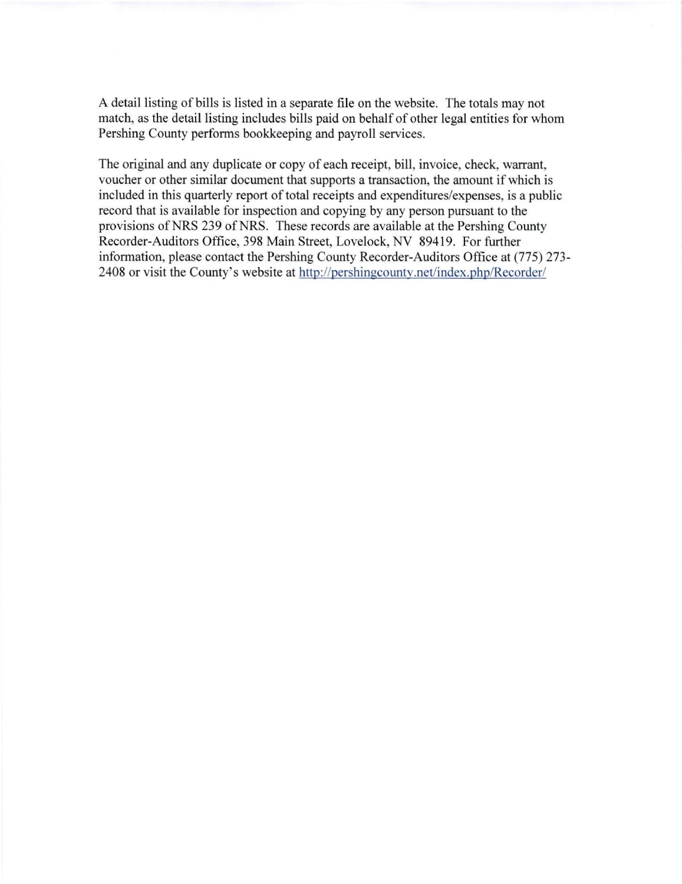A detail listing of bills is listed in a separate file on the website. The totals may not match, as the detail listing includes bills paid on behalf of other legal entities for whom Pershing County performs bookkeeping and payroll services.

The original and any duplicate or copy of each receipt, bill, invoice, check, warrant, voucher or other similar document that supports a transaction, the amount if which is included in this quarterly report of total receipts and expenditures/expenses, is a public record that is available for inspection and copying by any person pursuant to the provisions of NRS 239 of NRS. These records are available at the Pershing County Recorder-Auditors Office, 398 Main Street, Lovelock, NV 89419. For further information, please contact the Pershing County Recorder-Auditors Office at (775) 273-2408 or visit the County's website at http://pershingcounty.net/index.php/Recorder/